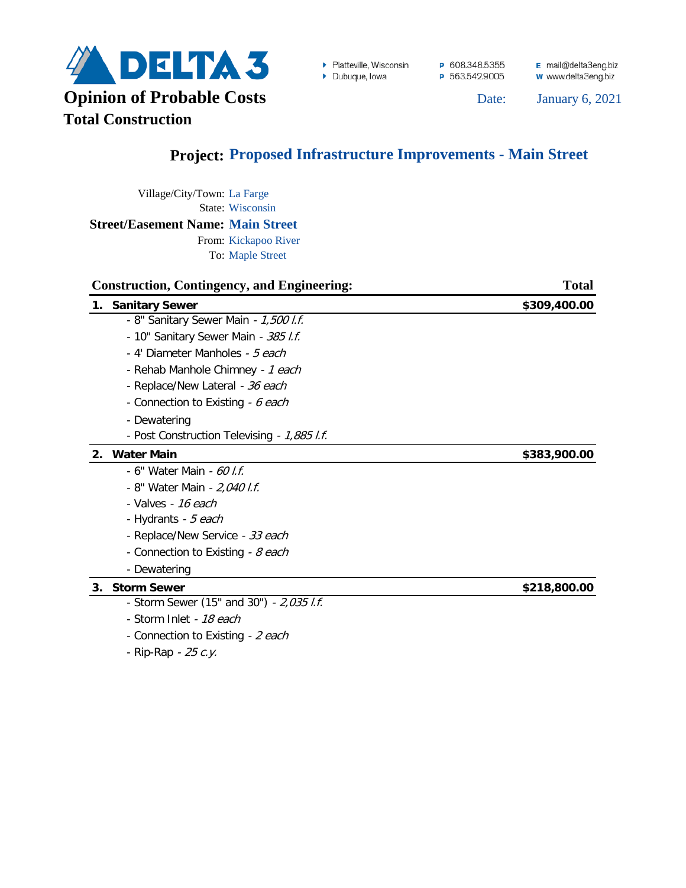# DELTA 3

- Platteville, Wisconsin — P 608.348.5355 — E mail@delta3eng.biz
- Dubuque, Iowa — P 563.542.9005 — W www.delta3eng.biz

## Opinion of Probable Costs

### Total Construction

Date: January 6, 2021

## Project: Proposed Infrastructure Improvements - Main Street

Village/City/Town: La Farge
State: Wisconsin
**Street/Easement Name: Main Street**
From: Kickapoo River
To: Maple Street

| Construction, Contingency, and Engineering: | Total |
|---|---|
| **1. Sanitary Sewer** | **$309,400.00** |
| - 8" Sanitary Sewer Main - *1,500 l.f.* | |
| - 10" Sanitary Sewer Main - *385 l.f.* | |
| - 4' Diameter Manholes - *5 each* | |
| - Rehab Manhole Chimney - *1 each* | |
| - Replace/New Lateral - *36 each* | |
| - Connection to Existing - *6 each* | |
| - Dewatering | |
| - Post Construction Televising - *1,885 l.f.* | |
| **2. Water Main** | **$383,900.00** |
| - 6" Water Main - *60 l.f.* | |
| - 8" Water Main - *2,040 l.f.* | |
| - Valves - *16 each* | |
| - Hydrants - *5 each* | |
| - Replace/New Service - *33 each* | |
| - Connection to Existing - *8 each* | |
| - Dewatering | |
| **3. Storm Sewer** | **$218,800.00** |
| - Storm Sewer (15" and 30") - *2,035 l.f.* | |
| - Storm Inlet - *18 each* | |
| - Connection to Existing - *2 each* | |
| - Rip-Rap - *25 c.y.* | |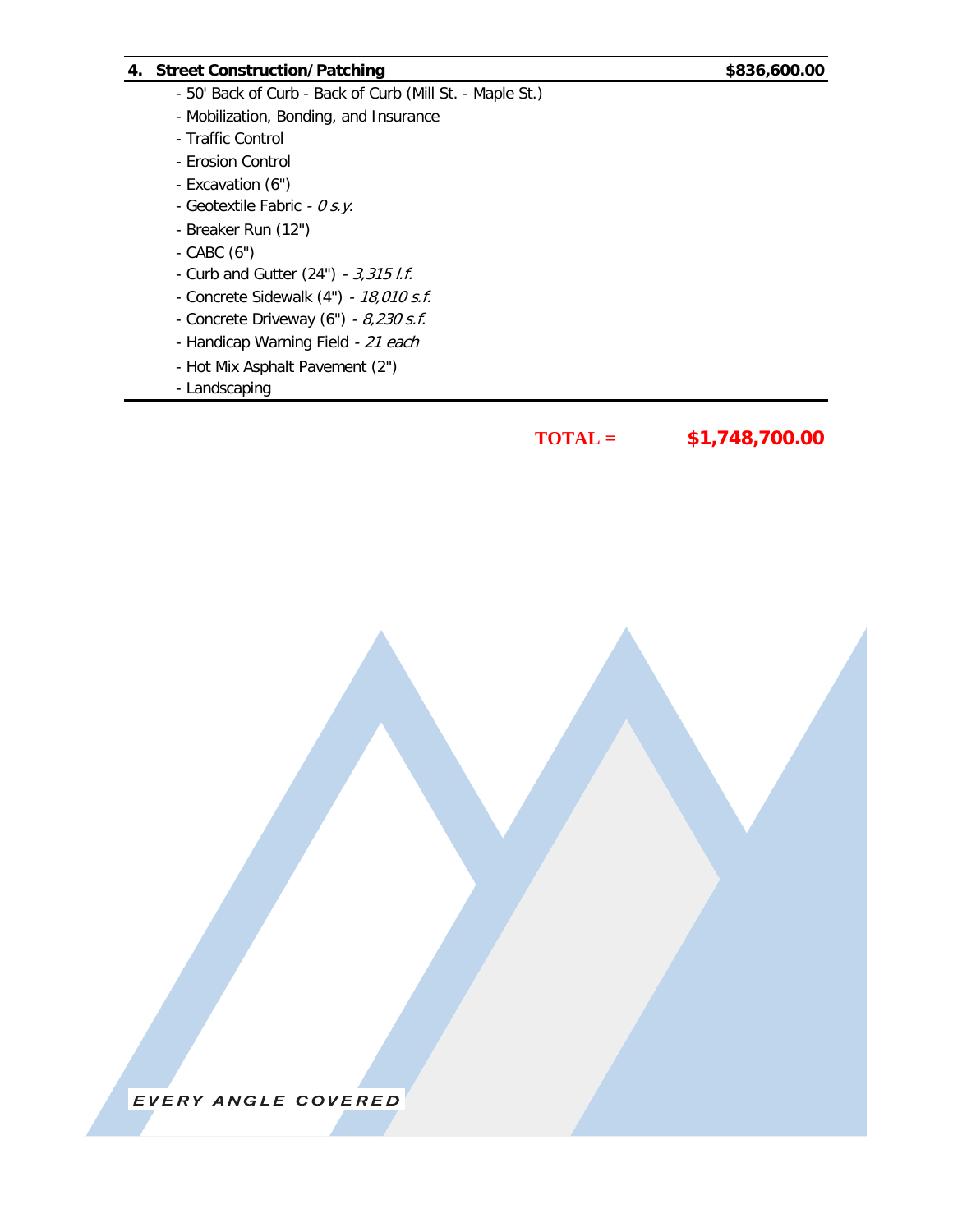| | |
|---|---|
| **4. Street Construction/Patching** | **$836,600.00** |

- 50' Back of Curb - Back of Curb (Mill St. - Maple St.)
- Mobilization, Bonding, and Insurance
- Traffic Control
- Erosion Control
- Excavation (6")
- Geotextile Fabric - *0 s.y.*
- Breaker Run (12")
- CABC (6")
- Curb and Gutter (24") - *3,315 l.f.*
- Concrete Sidewalk (4") - *18,010 s.f.*
- Concrete Driveway (6") - *8,230 s.f.*
- Handicap Warning Field - *21 each*
- Hot Mix Asphalt Pavement (2")
- Landscaping

**TOTAL = $1,748,700.00**

EVERY ANGLE COVERED